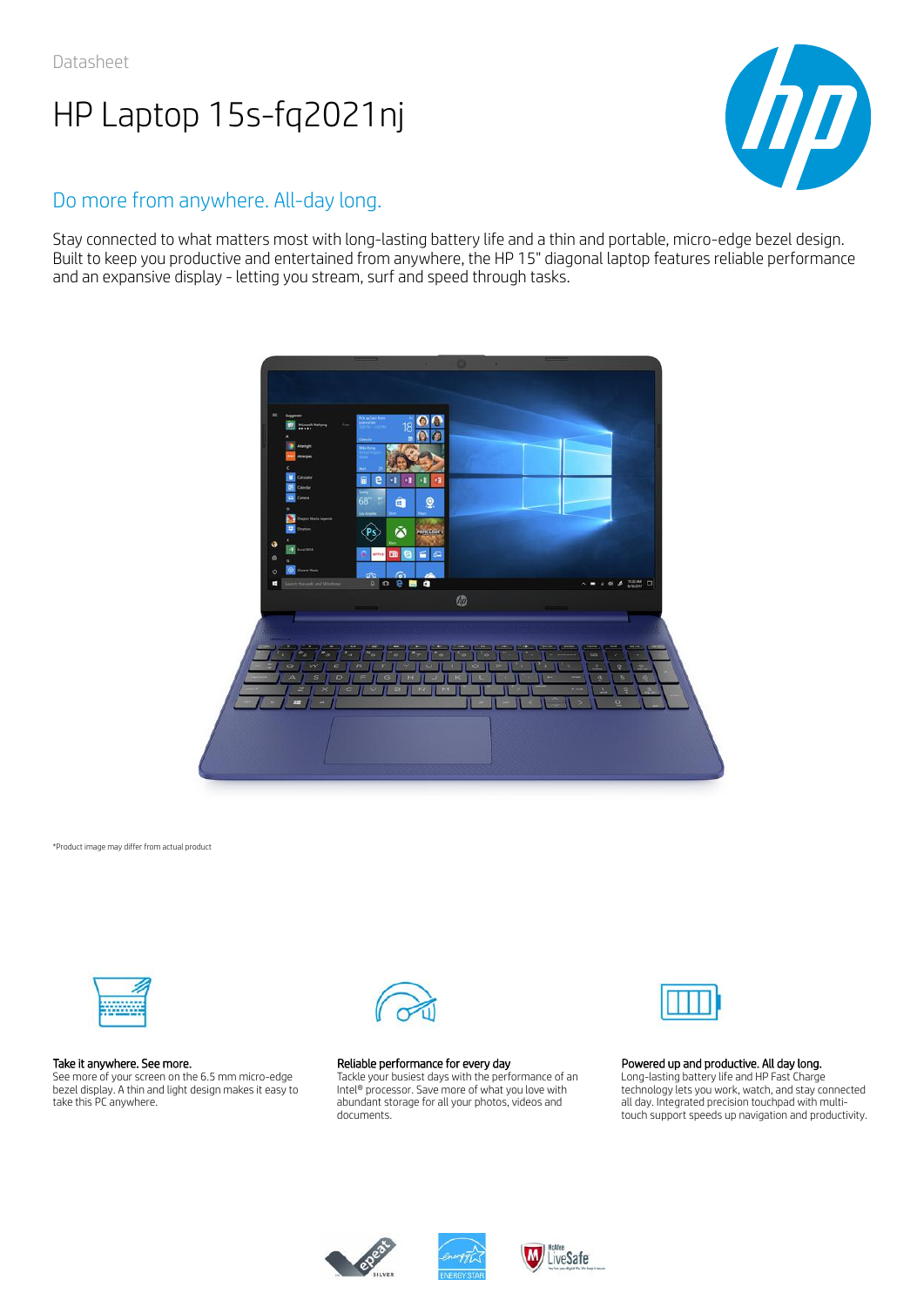Datasheet

# HP Laptop 15s-fq2021nj

## Do more from anywhere. All-day long.

Stay connected to what matters most with long-lasting battery life and a thin and portable, micro-edge bezel design. Built to keep you productive and entertained from anywhere, the HP 15" diagonal laptop features reliable performance and an expansive display - letting you stream, surf and speed through tasks.

*Product image may differ from actual product

**Take it anywhere. See more.**
See more of your screen on the 6.5 mm micro-edge bezel display. A thin and light design makes it easy to take this PC anywhere.

**Reliable performance for every day**
Tackle your busiest days with the performance of an Intel® processor. Save more of what you love with abundant storage for all your photos, videos and documents.

**Powered up and productive. All day long.**
Long-lasting battery life and HP Fast Charge technology lets you work, watch, and stay connected all day. Integrated precision touchpad with multi-touch support speeds up navigation and productivity.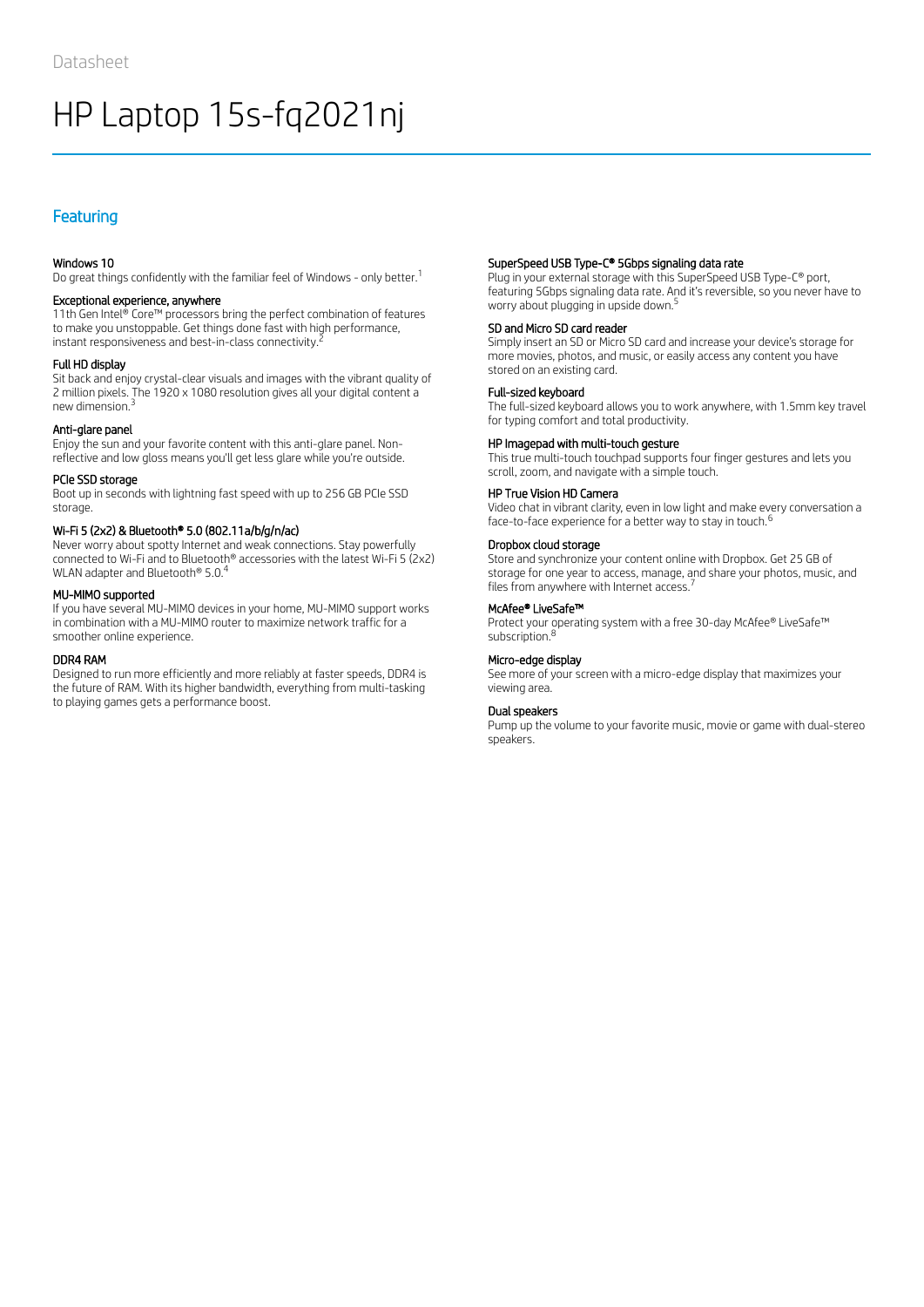Datasheet

# HP Laptop 15s-fq2021nj

## Featuring

### Windows 10
Do great things confidently with the familiar feel of Windows - only better.[1]

### Exceptional experience, anywhere
11th Gen Intel® Core™ processors bring the perfect combination of features to make you unstoppable. Get things done fast with high performance, instant responsiveness and best-in-class connectivity.[2]

### Full HD display
Sit back and enjoy crystal-clear visuals and images with the vibrant quality of 2 million pixels. The 1920 x 1080 resolution gives all your digital content a new dimension.[3]

### Anti-glare panel
Enjoy the sun and your favorite content with this anti-glare panel. Non-reflective and low gloss means you'll get less glare while you're outside.

### PCIe SSD storage
Boot up in seconds with lightning fast speed with up to 256 GB PCIe SSD storage.

### Wi-Fi 5 (2x2) & Bluetooth® 5.0 (802.11a/b/g/n/ac)
Never worry about spotty Internet and weak connections. Stay powerfully connected to Wi-Fi and to Bluetooth® accessories with the latest Wi-Fi 5 (2x2) WLAN adapter and Bluetooth® 5.0.[4]

### MU-MIMO supported
If you have several MU-MIMO devices in your home, MU-MIMO support works in combination with a MU-MIMO router to maximize network traffic for a smoother online experience.

### DDR4 RAM
Designed to run more efficiently and more reliably at faster speeds, DDR4 is the future of RAM. With its higher bandwidth, everything from multi-tasking to playing games gets a performance boost.

### SuperSpeed USB Type-C® 5Gbps signaling data rate
Plug in your external storage with this SuperSpeed USB Type-C® port, featuring 5Gbps signaling data rate. And it's reversible, so you never have to worry about plugging in upside down.[5]

### SD and Micro SD card reader
Simply insert an SD or Micro SD card and increase your device's storage for more movies, photos, and music, or easily access any content you have stored on an existing card.

### Full-sized keyboard
The full-sized keyboard allows you to work anywhere, with 1.5mm key travel for typing comfort and total productivity.

### HP Imagepad with multi-touch gesture
This true multi-touch touchpad supports four finger gestures and lets you scroll, zoom, and navigate with a simple touch.

### HP True Vision HD Camera
Video chat in vibrant clarity, even in low light and make every conversation a face-to-face experience for a better way to stay in touch.[6]

### Dropbox cloud storage
Store and synchronize your content online with Dropbox. Get 25 GB of storage for one year to access, manage, and share your photos, music, and files from anywhere with Internet access.[7]

### McAfee® LiveSafe™
Protect your operating system with a free 30-day McAfee® LiveSafe™ subscription.[8]

### Micro-edge display
See more of your screen with a micro-edge display that maximizes your viewing area.

### Dual speakers
Pump up the volume to your favorite music, movie or game with dual-stereo speakers.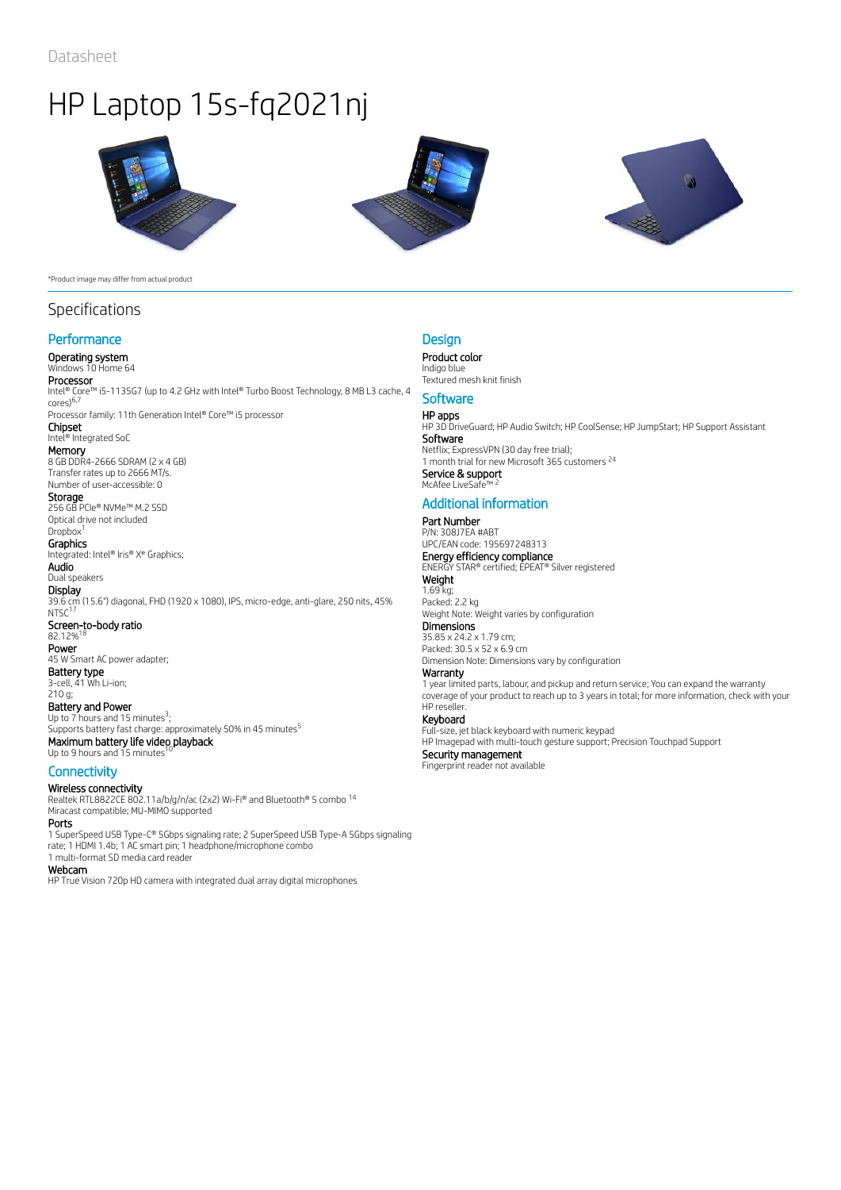Datasheet

# HP Laptop 15s-fq2021nj

*Product image may differ from actual product

## Specifications

### Performance

**Operating system**
Windows 10 Home 64

**Processor**
Intel® Core™ i5-1135G7 (up to 4.2 GHz with Intel® Turbo Boost Technology, 8 MB L3 cache, 4 cores)[6,7]
Processor family: 11th Generation Intel® Core™ i5 processor

**Chipset**
Intel® Integrated SoC

**Memory**
8 GB DDR4-2666 SDRAM (2 x 4 GB)
Transfer rates up to 2666 MT/s.
Number of user-accessible: 0

**Storage**
256 GB PCIe® NVMe™ M.2 SSD
Optical drive not included
Dropbox[1]

**Graphics**
Integrated: Intel® Iris® Xᵉ Graphics;

**Audio**
Dual speakers

**Display**
39.6 cm (15.6") diagonal, FHD (1920 x 1080), IPS, micro-edge, anti-glare, 250 nits, 45% NTSC[17]

**Screen-to-body ratio**
82.12%[18]

**Power**
45 W Smart AC power adapter;

**Battery type**
3-cell, 41 Wh Li-ion;
210 g;

**Battery and Power**
Up to 7 hours and 15 minutes[3];
Supports battery fast charge: approximately 50% in 45 minutes[5]

**Maximum battery life video playback**
Up to 9 hours and 15 minutes[16]

### Connectivity

**Wireless connectivity**
Realtek RTL8822CE 802.11a/b/g/n/ac (2x2) Wi-Fi® and Bluetooth® 5 combo [14]
Miracast compatible; MU-MIMO supported

**Ports**
1 SuperSpeed USB Type-C® 5Gbps signaling rate; 2 SuperSpeed USB Type-A 5Gbps signaling rate; 1 HDMI 1.4b; 1 AC smart pin; 1 headphone/microphone combo
1 multi-format SD media card reader

**Webcam**
HP True Vision 720p HD camera with integrated dual array digital microphones

### Design

**Product color**
Indigo blue
Textured mesh knit finish

### Software

**HP apps**
HP 3D DriveGuard; HP Audio Switch; HP CoolSense; HP JumpStart; HP Support Assistant

**Software**
Netflix; ExpressVPN (30 day free trial);
1 month trial for new Microsoft 365 customers [24]

**Service & support**
McAfee LiveSafe™ [2]

### Additional information

**Part Number**
P/N: 308J7EA #ABT
UPC/EAN code: 195697248313

**Energy efficiency compliance**
ENERGY STAR® certified; EPEAT® Silver registered

**Weight**
1.69 kg;
Packed: 2.2 kg
Weight Note: Weight varies by configuration

**Dimensions**
35.85 x 24.2 x 1.79 cm;
Packed: 30.5 x 52 x 6.9 cm
Dimension Note: Dimensions vary by configuration

**Warranty**
1 year limited parts, labour, and pickup and return service; You can expand the warranty coverage of your product to reach up to 3 years in total; for more information, check with your HP reseller.

**Keyboard**
Full-size, jet black keyboard with numeric keypad
HP Imagepad with multi-touch gesture support; Precision Touchpad Support

**Security management**
Fingerprint reader not available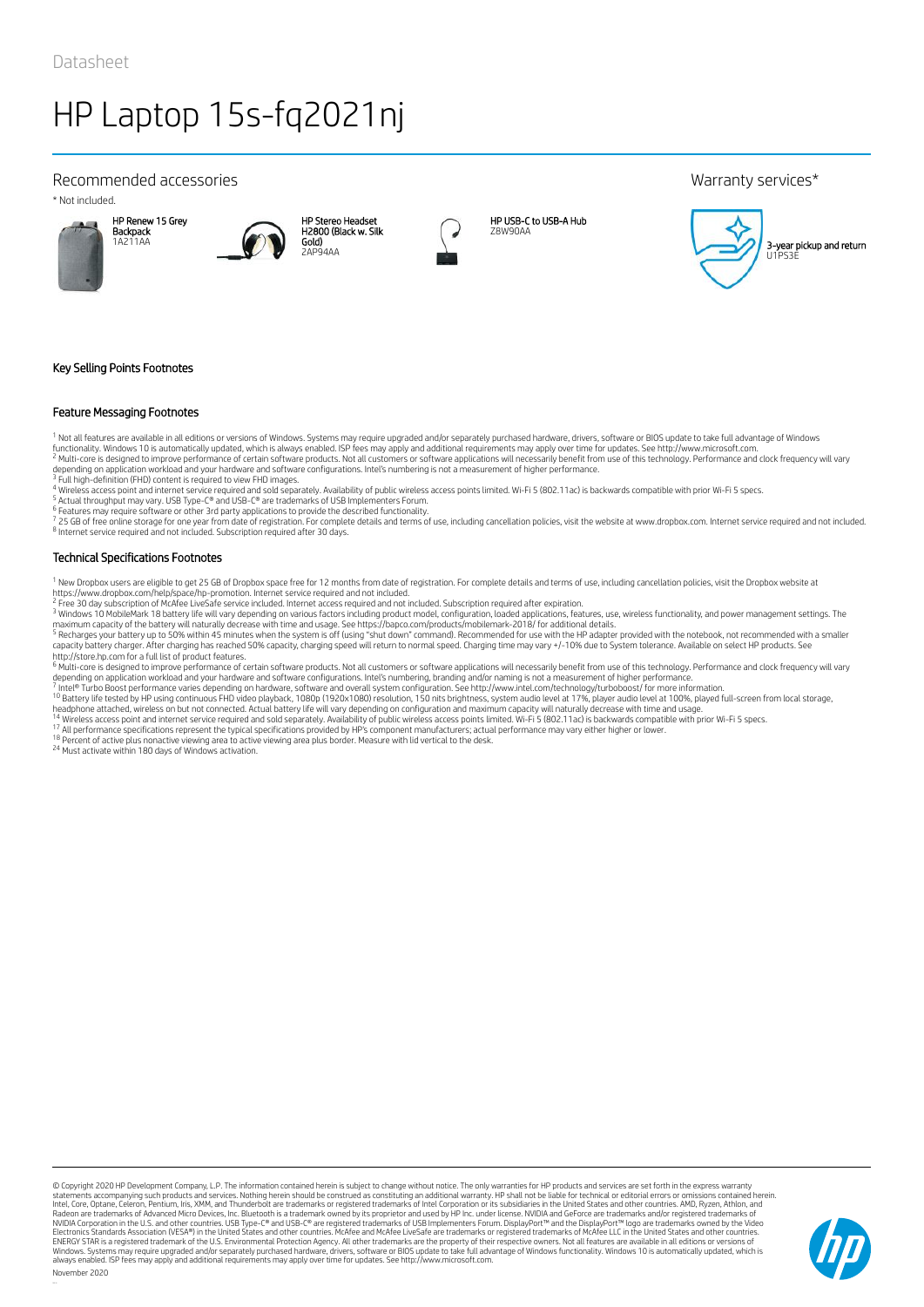Datasheet

# HP Laptop 15s-fq2021nj

## Recommended accessories

\* Not included.

**HP Renew 15 Grey Backpack**
1A211AA

**HP Stereo Headset H2800 (Black w. Silk Gold)**
2AP94AA

**HP USB-C to USB-A Hub**
Z8W90AA

## Warranty services*

**3-year pickup and return**
U1PS3E

### Key Selling Points Footnotes

### Feature Messaging Footnotes

[1] Not all features are available in all editions or versions of Windows. Systems may require upgraded and/or separately purchased hardware, drivers, software or BIOS update to take full advantage of Windows functionality. Windows 10 is automatically updated, which is always enabled. ISP fees may apply and additional requirements may apply over time for updates. See http://www.microsoft.com.
[2] Multi-core is designed to improve performance of certain software products. Not all customers or software applications will necessarily benefit from use of this technology. Performance and clock frequency will vary depending on application workload and your hardware and software configurations. Intel's numbering is not a measurement of higher performance.
[3] Full high-definition (FHD) content is required to view FHD images.
[4] Wireless access point and internet service required and sold separately. Availability of public wireless access points limited. Wi-Fi 5 (802.11ac) is backwards compatible with prior Wi-Fi 5 specs.
[5] Actual throughput may vary. USB Type-C® and USB-C® are trademarks of USB Implementers Forum.
[6] Features may require software or other 3rd party applications to provide the described functionality.
[7] 25 GB of free online storage for one year from date of registration. For complete details and terms of use, including cancellation policies, visit the website at www.dropbox.com. Internet service required and not included.
[8] Internet service required and not included. Subscription required after 30 days.

### Technical Specifications Footnotes

[1] New Dropbox users are eligible to get 25 GB of Dropbox space free for 12 months from date of registration. For complete details and terms of use, including cancellation policies, visit the Dropbox website at https://www.dropbox.com/help/space/hp-promotion. Internet service required and not included.
[2] Free 30 day subscription of McAfee LiveSafe service included. Internet access required and not included. Subscription required after expiration.
[3] Windows 10 MobileMark 18 battery life will vary depending on various factors including product model, configuration, loaded applications, features, use, wireless functionality, and power management settings. The maximum capacity of the battery will naturally decrease with time and usage. See https://bapco.com/products/mobilemark-2018/ for additional details.
[5] Recharges your battery up to 50% within 45 minutes when the system is off (using "shut down" command). Recommended for use with the HP adapter provided with the notebook, not recommended with a smaller capacity battery charger. After charging has reached 50% capacity, charging speed will return to normal speed. Charging time may vary +/-10% due to System tolerance. Available on select HP products. See http://store.hp.com for a full list of product features.
[6] Multi-core is designed to improve performance of certain software products. Not all customers or software applications will necessarily benefit from use of this technology. Performance and clock frequency will vary depending on application workload and your hardware and software configurations. Intel's numbering, branding and/or naming is not a measurement of higher performance.
[7] Intel® Turbo Boost performance varies depending on hardware, software and overall system configuration. See http://www.intel.com/technology/turboboost/ for more information.
[10] Battery life tested by HP using continuous FHD video playback, 1080p (1920x1080) resolution, 150 nits brightness, system audio level at 17%, player audio level at 100%, played full-screen from local storage, headphone attached, wireless on but not connected. Actual battery life will vary depending on configuration and maximum capacity will naturally decrease with time and usage.
[14] Wireless access point and internet service required and sold separately. Availability of public wireless access points limited. Wi-Fi 5 (802.11ac) is backwards compatible with prior Wi-Fi 5 specs.
[17] All performance specifications represent the typical specifications provided by HP's component manufacturers; actual performance may vary either higher or lower.
[18] Percent of active plus nonactive viewing area to active viewing area plus border. Measure with lid vertical to the desk.
[24] Must activate within 180 days of Windows activation.

© Copyright 2020 HP Development Company, L.P. The information contained herein is subject to change without notice. The only warranties for HP products and services are set forth in the express warranty statements accompanying such products and services. Nothing herein should be construed as constituting an additional warranty. HP shall not be liable for technical or editorial errors or omissions contained herein. Intel, Core, Optane, Celeron, Pentium, Iris, XMM, and Thunderbolt are trademarks or registered trademarks of Intel Corporation or its subsidiaries in the United States and other countries. AMD, Ryzen, Athlon, and Radeon are trademarks of Advanced Micro Devices, Inc. Bluetooth is a trademark owned by its proprietor and used by HP Inc. under license. NVIDIA and GeForce are trademarks and/or registered trademarks of NVIDIA Corporation in the U.S. and other countries. USB Type-C® and USB-C® are registered trademarks of USB Implementers Forum. DisplayPort™ and the DisplayPort™ logo are trademarks owned by the Video Electronics Standards Association (VESA®) in the United States and other countries. McAfee and McAfee LiveSafe are trademarks or registered trademarks of McAfee LLC in the United States and other countries. ENERGY STAR is a registered trademark of the U.S. Environmental Protection Agency. All other trademarks are the property of their respective owners. Not all features are available in all editions or versions of Windows. Systems may require upgraded and/or separately purchased hardware, drivers, software or BIOS update to take full advantage of Windows functionality. Windows 10 is automatically updated, which is always enabled. ISP fees may apply and additional requirements may apply over time for updates. See http://www.microsoft.com.

November 2020